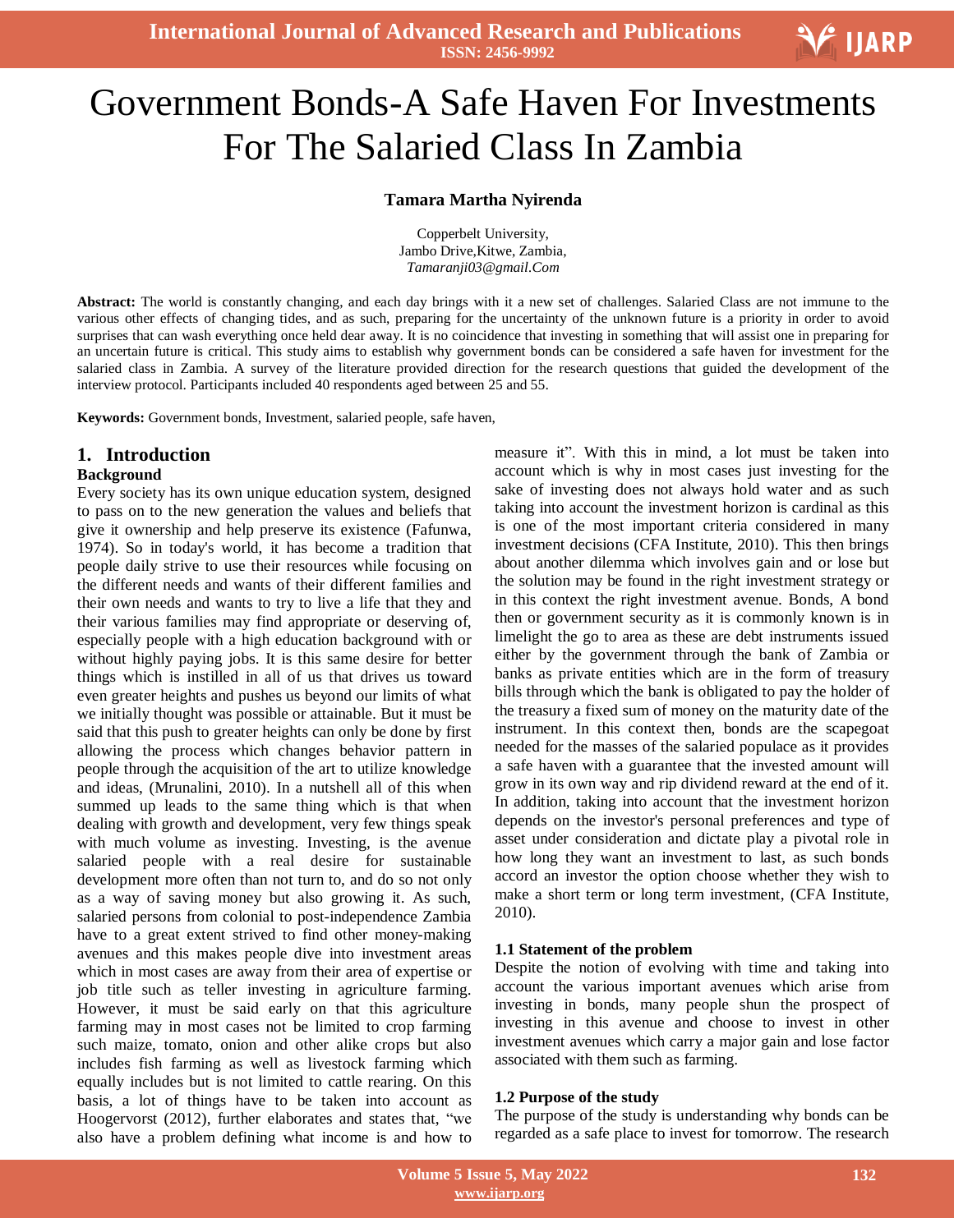# Government Bonds-A Safe Haven For Investments For The Salaried Class In Zambia

**Tamara Martha Nyirenda**

Copperbelt University,
Jambo Drive,Kitwe, Zambia,
*Tamaranji03@gmail.Com*

**Abstract:** The world is constantly changing, and each day brings with it a new set of challenges. Salaried Class are not immune to the various other effects of changing tides, and as such, preparing for the uncertainty of the unknown future is a priority in order to avoid surprises that can wash everything once held dear away. It is no coincidence that investing in something that will assist one in preparing for an uncertain future is critical. This study aims to establish why government bonds can be considered a safe haven for investment for the salaried class in Zambia. A survey of the literature provided direction for the research questions that guided the development of the interview protocol. Participants included 40 respondents aged between 25 and 55.

**Keywords:** Government bonds, Investment, salaried people, safe haven,

## 1. Introduction

### Background

Every society has its own unique education system, designed to pass on to the new generation the values and beliefs that give it ownership and help preserve its existence (Fafunwa, 1974). So in today's world, it has become a tradition that people daily strive to use their resources while focusing on the different needs and wants of their different families and their own needs and wants to try to live a life that they and their various families may find appropriate or deserving of, especially people with a high education background with or without highly paying jobs. It is this same desire for better things which is instilled in all of us that drives us toward even greater heights and pushes us beyond our limits of what we initially thought was possible or attainable. But it must be said that this push to greater heights can only be done by first allowing the process which changes behavior pattern in people through the acquisition of the art to utilize knowledge and ideas, (Mrunalini, 2010). In a nutshell all of this when summed up leads to the same thing which is that when dealing with growth and development, very few things speak with much volume as investing. Investing, is the avenue salaried people with a real desire for sustainable development more often than not turn to, and do so not only as a way of saving money but also growing it. As such, salaried persons from colonial to post-independence Zambia have to a great extent strived to find other money-making avenues and this makes people dive into investment areas which in most cases are away from their area of expertise or job title such as teller investing in agriculture farming. However, it must be said early on that this agriculture farming may in most cases not be limited to crop farming such maize, tomato, onion and other alike crops but also includes fish farming as well as livestock farming which equally includes but is not limited to cattle rearing. On this basis, a lot of things have to be taken into account as Hoogervorst (2012), further elaborates and states that, "we also have a problem defining what income is and how to measure it". With this in mind, a lot must be taken into account which is why in most cases just investing for the sake of investing does not always hold water and as such taking into account the investment horizon is cardinal as this is one of the most important criteria considered in many investment decisions (CFA Institute, 2010). This then brings about another dilemma which involves gain and or lose but the solution may be found in the right investment strategy or in this context the right investment avenue. Bonds, A bond then or government security as it is commonly known is in limelight the go to area as these are debt instruments issued either by the government through the bank of Zambia or banks as private entities which are in the form of treasury bills through which the bank is obligated to pay the holder of the treasury a fixed sum of money on the maturity date of the instrument. In this context then, bonds are the scapegoat needed for the masses of the salaried populace as it provides a safe haven with a guarantee that the invested amount will grow in its own way and rip dividend reward at the end of it. In addition, taking into account that the investment horizon depends on the investor's personal preferences and type of asset under consideration and dictate play a pivotal role in how long they want an investment to last, as such bonds accord an investor the option choose whether they wish to make a short term or long term investment, (CFA Institute, 2010).

### 1.1 Statement of the problem

Despite the notion of evolving with time and taking into account the various important avenues which arise from investing in bonds, many people shun the prospect of investing in this avenue and choose to invest in other investment avenues which carry a major gain and lose factor associated with them such as farming.

### 1.2 Purpose of the study

The purpose of the study is understanding why bonds can be regarded as a safe place to invest for tomorrow. The research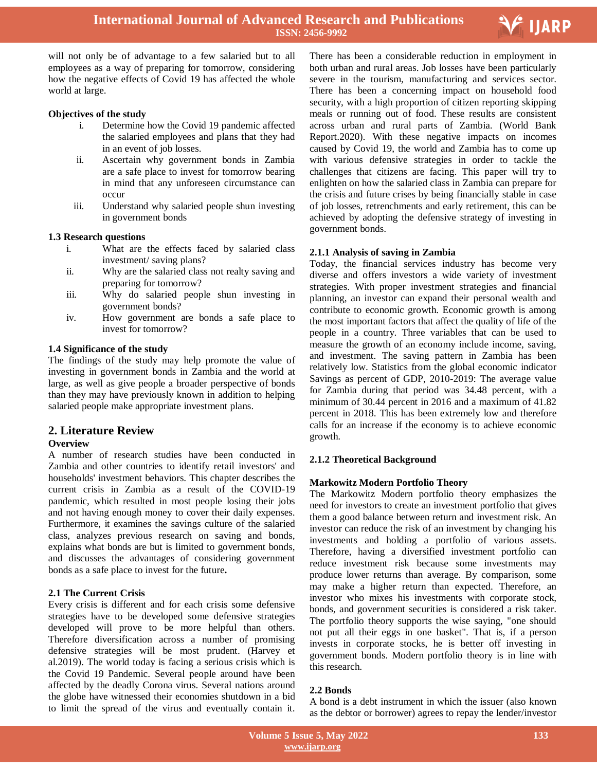will not only be of advantage to a few salaried but to all employees as a way of preparing for tomorrow, considering how the negative effects of Covid 19 has affected the whole world at large.

**Objectives of the study**

i. Determine how the Covid 19 pandemic affected the salaried employees and plans that they had in an event of job losses.
ii. Ascertain why government bonds in Zambia are a safe place to invest for tomorrow bearing in mind that any unforeseen circumstance can occur
iii. Understand why salaried people shun investing in government bonds

**1.3 Research questions**

i. What are the effects faced by salaried class investment/ saving plans?
ii. Why are the salaried class not realty saving and preparing for tomorrow?
iii. Why do salaried people shun investing in government bonds?
iv. How government are bonds a safe place to invest for tomorrow?

**1.4 Significance of the study**

The findings of the study may help promote the value of investing in government bonds in Zambia and the world at large, as well as give people a broader perspective of bonds than they may have previously known in addition to helping salaried people make appropriate investment plans.

## 2. Literature Review

**Overview**

A number of research studies have been conducted in Zambia and other countries to identify retail investors' and households' investment behaviors. This chapter describes the current crisis in Zambia as a result of the COVID-19 pandemic, which resulted in most people losing their jobs and not having enough money to cover their daily expenses. Furthermore, it examines the savings culture of the salaried class, analyzes previous research on saving and bonds, explains what bonds are but is limited to government bonds, and discusses the advantages of considering government bonds as a safe place to invest for the future**.**

**2.1 The Current Crisis**

Every crisis is different and for each crisis some defensive strategies have to be developed some defensive strategies developed will prove to be more helpful than others. Therefore diversification across a number of promising defensive strategies will be most prudent. (Harvey et al.2019). The world today is facing a serious crisis which is the Covid 19 Pandemic. Several people around have been affected by the deadly Corona virus. Several nations around the globe have witnessed their economies shutdown in a bid to limit the spread of the virus and eventually contain it. There has been a considerable reduction in employment in both urban and rural areas. Job losses have been particularly severe in the tourism, manufacturing and services sector. There has been a concerning impact on household food security, with a high proportion of citizen reporting skipping meals or running out of food. These results are consistent across urban and rural parts of Zambia. (World Bank Report.2020). With these negative impacts on incomes caused by Covid 19, the world and Zambia has to come up with various defensive strategies in order to tackle the challenges that citizens are facing. This paper will try to enlighten on how the salaried class in Zambia can prepare for the crisis and future crises by being financially stable in case of job losses, retrenchments and early retirement, this can be achieved by adopting the defensive strategy of investing in government bonds.

**2.1.1 Analysis of saving in Zambia**

Today, the financial services industry has become very diverse and offers investors a wide variety of investment strategies. With proper investment strategies and financial planning, an investor can expand their personal wealth and contribute to economic growth. Economic growth is among the most important factors that affect the quality of life of the people in a country. Three variables that can be used to measure the growth of an economy include income, saving, and investment. The saving pattern in Zambia has been relatively low. Statistics from the global economic indicator Savings as percent of GDP, 2010-2019: The average value for Zambia during that period was 34.48 percent, with a minimum of 30.44 percent in 2016 and a maximum of 41.82 percent in 2018. This has been extremely low and therefore calls for an increase if the economy is to achieve economic growth.

**2.1.2 Theoretical Background**

**Markowitz Modern Portfolio Theory**

The Markowitz Modern portfolio theory emphasizes the need for investors to create an investment portfolio that gives them a good balance between return and investment risk. An investor can reduce the risk of an investment by changing his investments and holding a portfolio of various assets. Therefore, having a diversified investment portfolio can reduce investment risk because some investments may produce lower returns than average. By comparison, some may make a higher return than expected. Therefore, an investor who mixes his investments with corporate stock, bonds, and government securities is considered a risk taker. The portfolio theory supports the wise saying, "one should not put all their eggs in one basket". That is, if a person invests in corporate stocks, he is better off investing in government bonds. Modern portfolio theory is in line with this research.

**2.2 Bonds**

A bond is a debt instrument in which the issuer (also known as the debtor or borrower) agrees to repay the lender/investor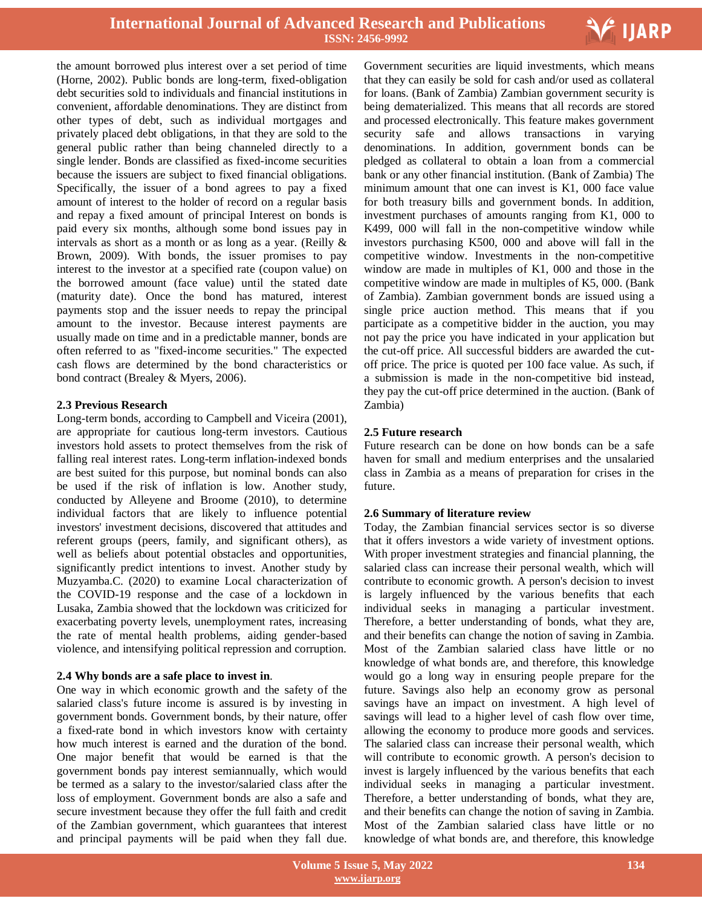the amount borrowed plus interest over a set period of time (Horne, 2002). Public bonds are long-term, fixed-obligation debt securities sold to individuals and financial institutions in convenient, affordable denominations. They are distinct from other types of debt, such as individual mortgages and privately placed debt obligations, in that they are sold to the general public rather than being channeled directly to a single lender. Bonds are classified as fixed-income securities because the issuers are subject to fixed financial obligations. Specifically, the issuer of a bond agrees to pay a fixed amount of interest to the holder of record on a regular basis and repay a fixed amount of principal Interest on bonds is paid every six months, although some bond issues pay in intervals as short as a month or as long as a year. (Reilly & Brown, 2009). With bonds, the issuer promises to pay interest to the investor at a specified rate (coupon value) on the borrowed amount (face value) until the stated date (maturity date). Once the bond has matured, interest payments stop and the issuer needs to repay the principal amount to the investor. Because interest payments are usually made on time and in a predictable manner, bonds are often referred to as "fixed-income securities." The expected cash flows are determined by the bond characteristics or bond contract (Brealey & Myers, 2006).

### 2.3 Previous Research

Long-term bonds, according to Campbell and Viceira (2001), are appropriate for cautious long-term investors. Cautious investors hold assets to protect themselves from the risk of falling real interest rates. Long-term inflation-indexed bonds are best suited for this purpose, but nominal bonds can also be used if the risk of inflation is low. Another study, conducted by Alleyene and Broome (2010), to determine individual factors that are likely to influence potential investors' investment decisions, discovered that attitudes and referent groups (peers, family, and significant others), as well as beliefs about potential obstacles and opportunities, significantly predict intentions to invest. Another study by Muzyamba.C. (2020) to examine Local characterization of the COVID-19 response and the case of a lockdown in Lusaka, Zambia showed that the lockdown was criticized for exacerbating poverty levels, unemployment rates, increasing the rate of mental health problems, aiding gender-based violence, and intensifying political repression and corruption.

### 2.4 Why bonds are a safe place to invest in.

One way in which economic growth and the safety of the salaried class's future income is assured is by investing in government bonds. Government bonds, by their nature, offer a fixed-rate bond in which investors know with certainty how much interest is earned and the duration of the bond. One major benefit that would be earned is that the government bonds pay interest semiannually, which would be termed as a salary to the investor/salaried class after the loss of employment. Government bonds are also a safe and secure investment because they offer the full faith and credit of the Zambian government, which guarantees that interest and principal payments will be paid when they fall due. Government securities are liquid investments, which means that they can easily be sold for cash and/or used as collateral for loans. (Bank of Zambia) Zambian government security is being dematerialized. This means that all records are stored and processed electronically. This feature makes government security safe and allows transactions in varying denominations. In addition, government bonds can be pledged as collateral to obtain a loan from a commercial bank or any other financial institution. (Bank of Zambia) The minimum amount that one can invest is K1, 000 face value for both treasury bills and government bonds. In addition, investment purchases of amounts ranging from K1, 000 to K499, 000 will fall in the non-competitive window while investors purchasing K500, 000 and above will fall in the competitive window. Investments in the non-competitive window are made in multiples of K1, 000 and those in the competitive window are made in multiples of K5, 000. (Bank of Zambia). Zambian government bonds are issued using a single price auction method. This means that if you participate as a competitive bidder in the auction, you may not pay the price you have indicated in your application but the cut-off price. All successful bidders are awarded the cut-off price. The price is quoted per 100 face value. As such, if a submission is made in the non-competitive bid instead, they pay the cut-off price determined in the auction. (Bank of Zambia)

### 2.5 Future research

Future research can be done on how bonds can be a safe haven for small and medium enterprises and the unsalaried class in Zambia as a means of preparation for crises in the future.

### 2.6 Summary of literature review

Today, the Zambian financial services sector is so diverse that it offers investors a wide variety of investment options. With proper investment strategies and financial planning, the salaried class can increase their personal wealth, which will contribute to economic growth. A person's decision to invest is largely influenced by the various benefits that each individual seeks in managing a particular investment. Therefore, a better understanding of bonds, what they are, and their benefits can change the notion of saving in Zambia. Most of the Zambian salaried class have little or no knowledge of what bonds are, and therefore, this knowledge would go a long way in ensuring people prepare for the future. Savings also help an economy grow as personal savings have an impact on investment. A high level of savings will lead to a higher level of cash flow over time, allowing the economy to produce more goods and services. The salaried class can increase their personal wealth, which will contribute to economic growth. A person's decision to invest is largely influenced by the various benefits that each individual seeks in managing a particular investment. Therefore, a better understanding of bonds, what they are, and their benefits can change the notion of saving in Zambia. Most of the Zambian salaried class have little or no knowledge of what bonds are, and therefore, this knowledge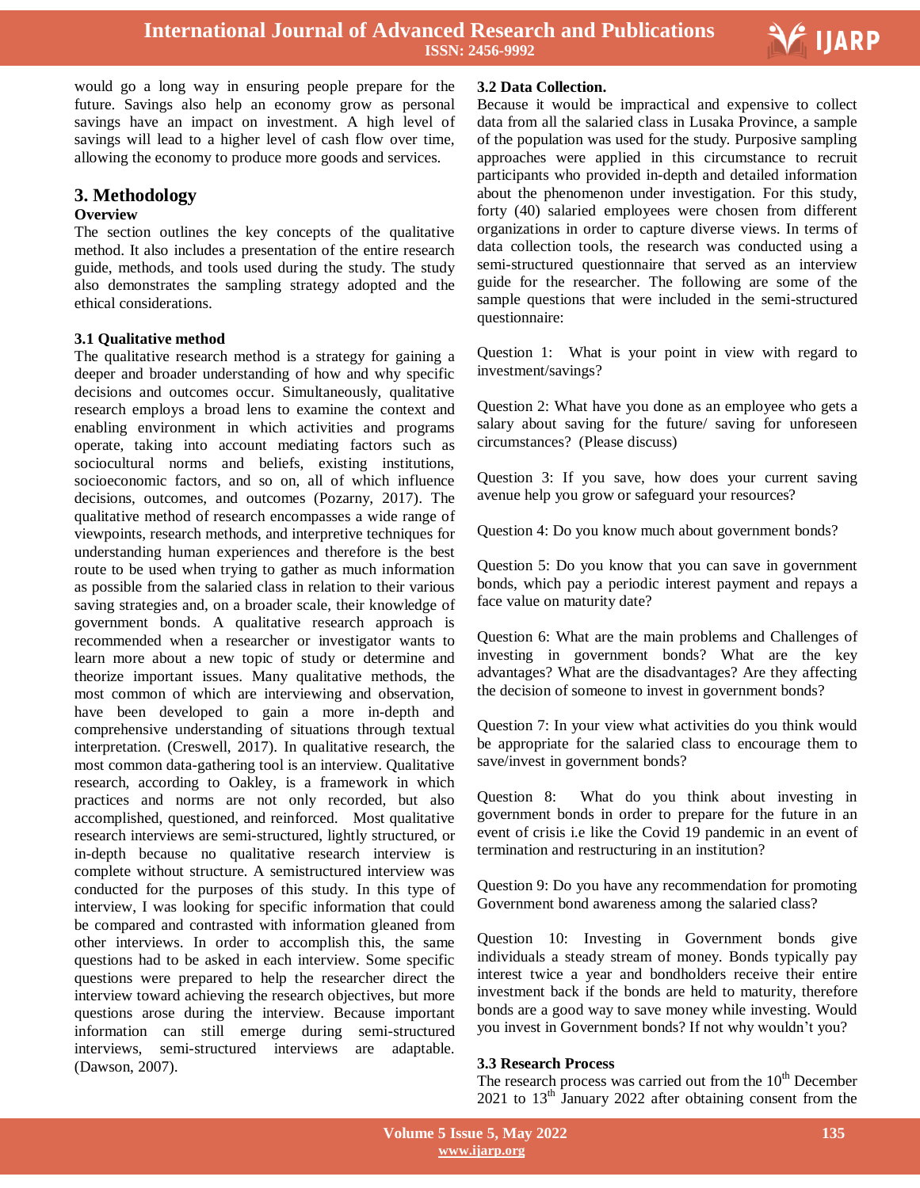would go a long way in ensuring people prepare for the future. Savings also help an economy grow as personal savings have an impact on investment. A high level of savings will lead to a higher level of cash flow over time, allowing the economy to produce more goods and services.

## 3. Methodology

**Overview**

The section outlines the key concepts of the qualitative method. It also includes a presentation of the entire research guide, methods, and tools used during the study. The study also demonstrates the sampling strategy adopted and the ethical considerations.

### 3.1 Qualitative method

The qualitative research method is a strategy for gaining a deeper and broader understanding of how and why specific decisions and outcomes occur. Simultaneously, qualitative research employs a broad lens to examine the context and enabling environment in which activities and programs operate, taking into account mediating factors such as sociocultural norms and beliefs, existing institutions, socioeconomic factors, and so on, all of which influence decisions, outcomes, and outcomes (Pozarny, 2017). The qualitative method of research encompasses a wide range of viewpoints, research methods, and interpretive techniques for understanding human experiences and therefore is the best route to be used when trying to gather as much information as possible from the salaried class in relation to their various saving strategies and, on a broader scale, their knowledge of government bonds. A qualitative research approach is recommended when a researcher or investigator wants to learn more about a new topic of study or determine and theorize important issues. Many qualitative methods, the most common of which are interviewing and observation, have been developed to gain a more in-depth and comprehensive understanding of situations through textual interpretation. (Creswell, 2017). In qualitative research, the most common data-gathering tool is an interview. Qualitative research, according to Oakley, is a framework in which practices and norms are not only recorded, but also accomplished, questioned, and reinforced. Most qualitative research interviews are semi-structured, lightly structured, or in-depth because no qualitative research interview is complete without structure. A semistructured interview was conducted for the purposes of this study. In this type of interview, I was looking for specific information that could be compared and contrasted with information gleaned from other interviews. In order to accomplish this, the same questions had to be asked in each interview. Some specific questions were prepared to help the researcher direct the interview toward achieving the research objectives, but more questions arose during the interview. Because important information can still emerge during semi-structured interviews, semi-structured interviews are adaptable. (Dawson, 2007).

### 3.2 Data Collection.

Because it would be impractical and expensive to collect data from all the salaried class in Lusaka Province, a sample of the population was used for the study. Purposive sampling approaches were applied in this circumstance to recruit participants who provided in-depth and detailed information about the phenomenon under investigation. For this study, forty (40) salaried employees were chosen from different organizations in order to capture diverse views. In terms of data collection tools, the research was conducted using a semi-structured questionnaire that served as an interview guide for the researcher. The following are some of the sample questions that were included in the semi-structured questionnaire:

Question 1: What is your point in view with regard to investment/savings?

Question 2: What have you done as an employee who gets a salary about saving for the future/ saving for unforeseen circumstances? (Please discuss)

Question 3: If you save, how does your current saving avenue help you grow or safeguard your resources?

Question 4: Do you know much about government bonds?

Question 5: Do you know that you can save in government bonds, which pay a periodic interest payment and repays a face value on maturity date?

Question 6: What are the main problems and Challenges of investing in government bonds? What are the key advantages? What are the disadvantages? Are they affecting the decision of someone to invest in government bonds?

Question 7: In your view what activities do you think would be appropriate for the salaried class to encourage them to save/invest in government bonds?

Question 8: What do you think about investing in government bonds in order to prepare for the future in an event of crisis i.e like the Covid 19 pandemic in an event of termination and restructuring in an institution?

Question 9: Do you have any recommendation for promoting Government bond awareness among the salaried class?

Question 10: Investing in Government bonds give individuals a steady stream of money. Bonds typically pay interest twice a year and bondholders receive their entire investment back if the bonds are held to maturity, therefore bonds are a good way to save money while investing. Would you invest in Government bonds? If not why wouldn't you?

### 3.3 Research Process

The research process was carried out from the 10th December 2021 to 13th January 2022 after obtaining consent from the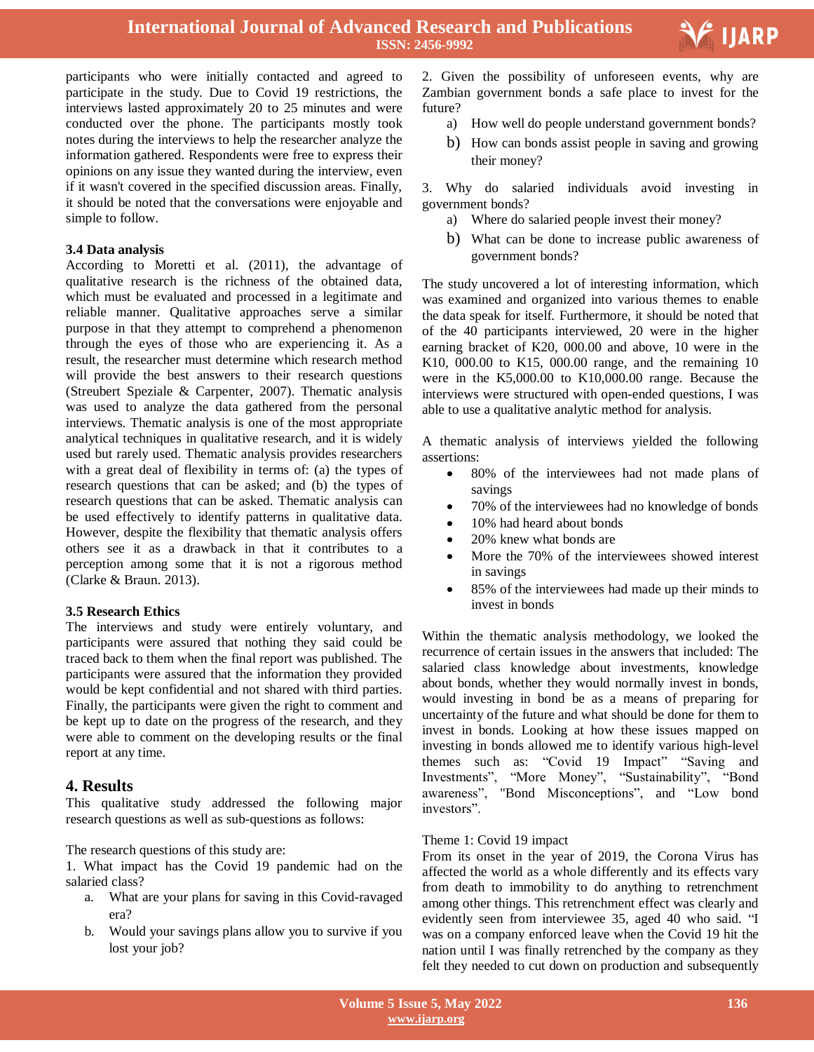participants who were initially contacted and agreed to participate in the study. Due to Covid 19 restrictions, the interviews lasted approximately 20 to 25 minutes and were conducted over the phone. The participants mostly took notes during the interviews to help the researcher analyze the information gathered. Respondents were free to express their opinions on any issue they wanted during the interview, even if it wasn't covered in the specified discussion areas. Finally, it should be noted that the conversations were enjoyable and simple to follow.

### 3.4 Data analysis

According to Moretti et al. (2011), the advantage of qualitative research is the richness of the obtained data, which must be evaluated and processed in a legitimate and reliable manner. Qualitative approaches serve a similar purpose in that they attempt to comprehend a phenomenon through the eyes of those who are experiencing it. As a result, the researcher must determine which research method will provide the best answers to their research questions (Streubert Speziale & Carpenter, 2007). Thematic analysis was used to analyze the data gathered from the personal interviews. Thematic analysis is one of the most appropriate analytical techniques in qualitative research, and it is widely used but rarely used. Thematic analysis provides researchers with a great deal of flexibility in terms of: (a) the types of research questions that can be asked; and (b) the types of research questions that can be asked. Thematic analysis can be used effectively to identify patterns in qualitative data. However, despite the flexibility that thematic analysis offers others see it as a drawback in that it contributes to a perception among some that it is not a rigorous method (Clarke & Braun. 2013).

### 3.5 Research Ethics

The interviews and study were entirely voluntary, and participants were assured that nothing they said could be traced back to them when the final report was published. The participants were assured that the information they provided would be kept confidential and not shared with third parties. Finally, the participants were given the right to comment and be kept up to date on the progress of the research, and they were able to comment on the developing results or the final report at any time.

## 4. Results

This qualitative study addressed the following major research questions as well as sub-questions as follows:

The research questions of this study are:

1. What impact has the Covid 19 pandemic had on the salaried class?
   a. What are your plans for saving in this Covid-ravaged era?
   b. Would your savings plans allow you to survive if you lost your job?

2. Given the possibility of unforeseen events, why are Zambian government bonds a safe place to invest for the future?
   a) How well do people understand government bonds?
   b) How can bonds assist people in saving and growing their money?

3. Why do salaried individuals avoid investing in government bonds?
   a) Where do salaried people invest their money?
   b) What can be done to increase public awareness of government bonds?

The study uncovered a lot of interesting information, which was examined and organized into various themes to enable the data speak for itself. Furthermore, it should be noted that of the 40 participants interviewed, 20 were in the higher earning bracket of K20, 000.00 and above, 10 were in the K10, 000.00 to K15, 000.00 range, and the remaining 10 were in the K5,000.00 to K10,000.00 range. Because the interviews were structured with open-ended questions, I was able to use a qualitative analytic method for analysis.

A thematic analysis of interviews yielded the following assertions:

- 80% of the interviewees had not made plans of savings
- 70% of the interviewees had no knowledge of bonds
- 10% had heard about bonds
- 20% knew what bonds are
- More the 70% of the interviewees showed interest in savings
- 85% of the interviewees had made up their minds to invest in bonds

Within the thematic analysis methodology, we looked the recurrence of certain issues in the answers that included: The salaried class knowledge about investments, knowledge about bonds, whether they would normally invest in bonds, would investing in bond be as a means of preparing for uncertainty of the future and what should be done for them to invest in bonds. Looking at how these issues mapped on investing in bonds allowed me to identify various high-level themes such as: "Covid 19 Impact" "Saving and Investments", "More Money", "Sustainability", "Bond awareness", "Bond Misconceptions", and "Low bond investors".

Theme 1: Covid 19 impact

From its onset in the year of 2019, the Corona Virus has affected the world as a whole differently and its effects vary from death to immobility to do anything to retrenchment among other things. This retrenchment effect was clearly and evidently seen from interviewee 35, aged 40 who said. "I was on a company enforced leave when the Covid 19 hit the nation until I was finally retrenched by the company as they felt they needed to cut down on production and subsequently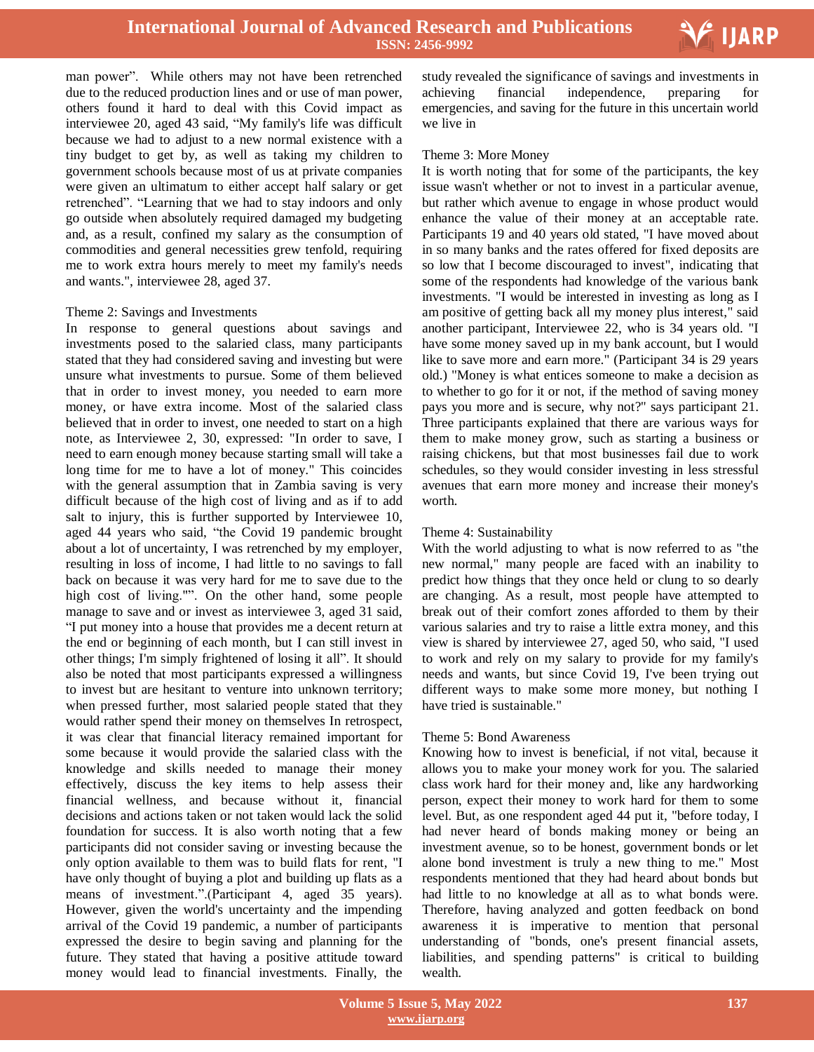man power". While others may not have been retrenched due to the reduced production lines and or use of man power, others found it hard to deal with this Covid impact as interviewee 20, aged 43 said, "My family's life was difficult because we had to adjust to a new normal existence with a tiny budget to get by, as well as taking my children to government schools because most of us at private companies were given an ultimatum to either accept half salary or get retrenched". "Learning that we had to stay indoors and only go outside when absolutely required damaged my budgeting and, as a result, confined my salary as the consumption of commodities and general necessities grew tenfold, requiring me to work extra hours merely to meet my family's needs and wants.", interviewee 28, aged 37.

Theme 2: Savings and Investments

In response to general questions about savings and investments posed to the salaried class, many participants stated that they had considered saving and investing but were unsure what investments to pursue. Some of them believed that in order to invest money, you needed to earn more money, or have extra income. Most of the salaried class believed that in order to invest, one needed to start on a high note, as Interviewee 2, 30, expressed: "In order to save, I need to earn enough money because starting small will take a long time for me to have a lot of money." This coincides with the general assumption that in Zambia saving is very difficult because of the high cost of living and as if to add salt to injury, this is further supported by Interviewee 10, aged 44 years who said, "the Covid 19 pandemic brought about a lot of uncertainty, I was retrenched by my employer, resulting in loss of income, I had little to no savings to fall back on because it was very hard for me to save due to the high cost of living."". On the other hand, some people manage to save and or invest as interviewee 3, aged 31 said, "I put money into a house that provides me a decent return at the end or beginning of each month, but I can still invest in other things; I'm simply frightened of losing it all". It should also be noted that most participants expressed a willingness to invest but are hesitant to venture into unknown territory; when pressed further, most salaried people stated that they would rather spend their money on themselves In retrospect, it was clear that financial literacy remained important for some because it would provide the salaried class with the knowledge and skills needed to manage their money effectively, discuss the key items to help assess their financial wellness, and because without it, financial decisions and actions taken or not taken would lack the solid foundation for success. It is also worth noting that a few participants did not consider saving or investing because the only option available to them was to build flats for rent, "I have only thought of buying a plot and building up flats as a means of investment.".(Participant 4, aged 35 years). However, given the world's uncertainty and the impending arrival of the Covid 19 pandemic, a number of participants expressed the desire to begin saving and planning for the future. They stated that having a positive attitude toward money would lead to financial investments. Finally, the study revealed the significance of savings and investments in achieving financial independence, preparing for emergencies, and saving for the future in this uncertain world we live in

Theme 3: More Money

It is worth noting that for some of the participants, the key issue wasn't whether or not to invest in a particular avenue, but rather which avenue to engage in whose product would enhance the value of their money at an acceptable rate. Participants 19 and 40 years old stated, "I have moved about in so many banks and the rates offered for fixed deposits are so low that I become discouraged to invest", indicating that some of the respondents had knowledge of the various bank investments. "I would be interested in investing as long as I am positive of getting back all my money plus interest," said another participant, Interviewee 22, who is 34 years old. "I have some money saved up in my bank account, but I would like to save more and earn more." (Participant 34 is 29 years old.) "Money is what entices someone to make a decision as to whether to go for it or not, if the method of saving money pays you more and is secure, why not?" says participant 21. Three participants explained that there are various ways for them to make money grow, such as starting a business or raising chickens, but that most businesses fail due to work schedules, so they would consider investing in less stressful avenues that earn more money and increase their money's worth.

Theme 4: Sustainability

With the world adjusting to what is now referred to as "the new normal," many people are faced with an inability to predict how things that they once held or clung to so dearly are changing. As a result, most people have attempted to break out of their comfort zones afforded to them by their various salaries and try to raise a little extra money, and this view is shared by interviewee 27, aged 50, who said, "I used to work and rely on my salary to provide for my family's needs and wants, but since Covid 19, I've been trying out different ways to make some more money, but nothing I have tried is sustainable."

Theme 5: Bond Awareness

Knowing how to invest is beneficial, if not vital, because it allows you to make your money work for you. The salaried class work hard for their money and, like any hardworking person, expect their money to work hard for them to some level. But, as one respondent aged 44 put it, "before today, I had never heard of bonds making money or being an investment avenue, so to be honest, government bonds or let alone bond investment is truly a new thing to me." Most respondents mentioned that they had heard about bonds but had little to no knowledge at all as to what bonds were. Therefore, having analyzed and gotten feedback on bond awareness it is imperative to mention that personal understanding of "bonds, one's present financial assets, liabilities, and spending patterns" is critical to building wealth.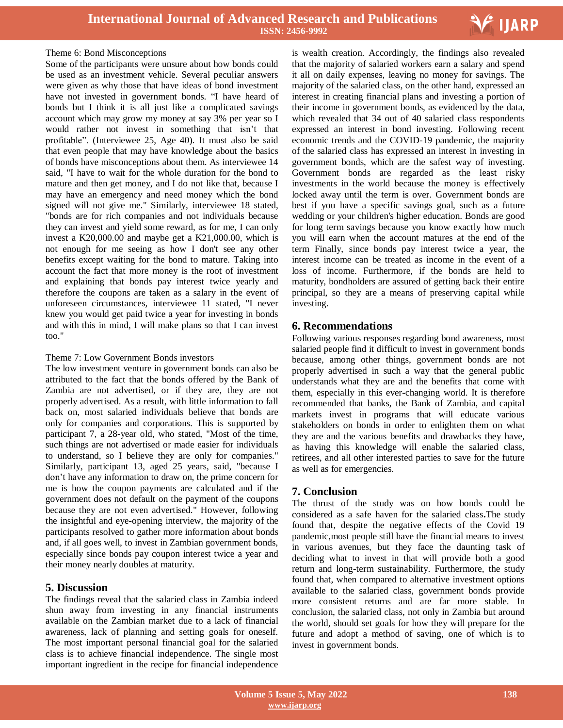Theme 6: Bond Misconceptions

Some of the participants were unsure about how bonds could be used as an investment vehicle. Several peculiar answers were given as to why those that have ideas of bond investment have not invested in government bonds. "I have heard of bonds but I think it is all just like a complicated savings account which may grow my money at say 3% per year so I would rather not invest in something that isn't that profitable". (Interviewee 25, Age 40). It must also be said that even people that may have knowledge about the basics of bonds have misconceptions about them. As interviewee 14 said, "I have to wait for the whole duration for the bond to mature and then get money, and I do not like that, because I may have an emergency and need money which the bond signed will not give me." Similarly, interviewee 18 stated, "bonds are for rich companies and not individuals because they can invest and yield some reward, as for me, I can only invest a K20,000.00 and maybe get a K21,000.00, which is not enough for me seeing as how I don't see any other benefits except waiting for the bond to mature. Taking into account the fact that more money is the root of investment and explaining that bonds pay interest twice yearly and therefore the coupons are taken as a salary in the event of unforeseen circumstances, interviewee 11 stated, "I never knew you would get paid twice a year for investing in bonds and with this in mind, I will make plans so that I can invest too."

Theme 7: Low Government Bonds investors

The low investment venture in government bonds can also be attributed to the fact that the bonds offered by the Bank of Zambia are not advertised, or if they are, they are not properly advertised. As a result, with little information to fall back on, most salaried individuals believe that bonds are only for companies and corporations. This is supported by participant 7, a 28-year old, who stated, "Most of the time, such things are not advertised or made easier for individuals to understand, so I believe they are only for companies." Similarly, participant 13, aged 25 years, said, "because I don't have any information to draw on, the prime concern for me is how the coupon payments are calculated and if the government does not default on the payment of the coupons because they are not even advertised." However, following the insightful and eye-opening interview, the majority of the participants resolved to gather more information about bonds and, if all goes well, to invest in Zambian government bonds, especially since bonds pay coupon interest twice a year and their money nearly doubles at maturity.

## 5. Discussion

The findings reveal that the salaried class in Zambia indeed shun away from investing in any financial instruments available on the Zambian market due to a lack of financial awareness, lack of planning and setting goals for oneself. The most important personal financial goal for the salaried class is to achieve financial independence. The single most important ingredient in the recipe for financial independence is wealth creation. Accordingly, the findings also revealed that the majority of salaried workers earn a salary and spend it all on daily expenses, leaving no money for savings. The majority of the salaried class, on the other hand, expressed an interest in creating financial plans and investing a portion of their income in government bonds, as evidenced by the data, which revealed that 34 out of 40 salaried class respondents expressed an interest in bond investing. Following recent economic trends and the COVID-19 pandemic, the majority of the salaried class has expressed an interest in investing in government bonds, which are the safest way of investing. Government bonds are regarded as the least risky investments in the world because the money is effectively locked away until the term is over. Government bonds are best if you have a specific savings goal, such as a future wedding or your children's higher education. Bonds are good for long term savings because you know exactly how much you will earn when the account matures at the end of the term Finally, since bonds pay interest twice a year, the interest income can be treated as income in the event of a loss of income. Furthermore, if the bonds are held to maturity, bondholders are assured of getting back their entire principal, so they are a means of preserving capital while investing.

## 6. Recommendations

Following various responses regarding bond awareness, most salaried people find it difficult to invest in government bonds because, among other things, government bonds are not properly advertised in such a way that the general public understands what they are and the benefits that come with them, especially in this ever-changing world. It is therefore recommended that banks, the Bank of Zambia, and capital markets invest in programs that will educate various stakeholders on bonds in order to enlighten them on what they are and the various benefits and drawbacks they have, as having this knowledge will enable the salaried class, retirees, and all other interested parties to save for the future as well as for emergencies.

## 7. Conclusion

The thrust of the study was on how bonds could be considered as a safe haven for the salaried class**.**The study found that, despite the negative effects of the Covid 19 pandemic,most people still have the financial means to invest in various avenues, but they face the daunting task of deciding what to invest in that will provide both a good return and long-term sustainability. Furthermore, the study found that, when compared to alternative investment options available to the salaried class, government bonds provide more consistent returns and are far more stable. In conclusion, the salaried class, not only in Zambia but around the world, should set goals for how they will prepare for the future and adopt a method of saving, one of which is to invest in government bonds.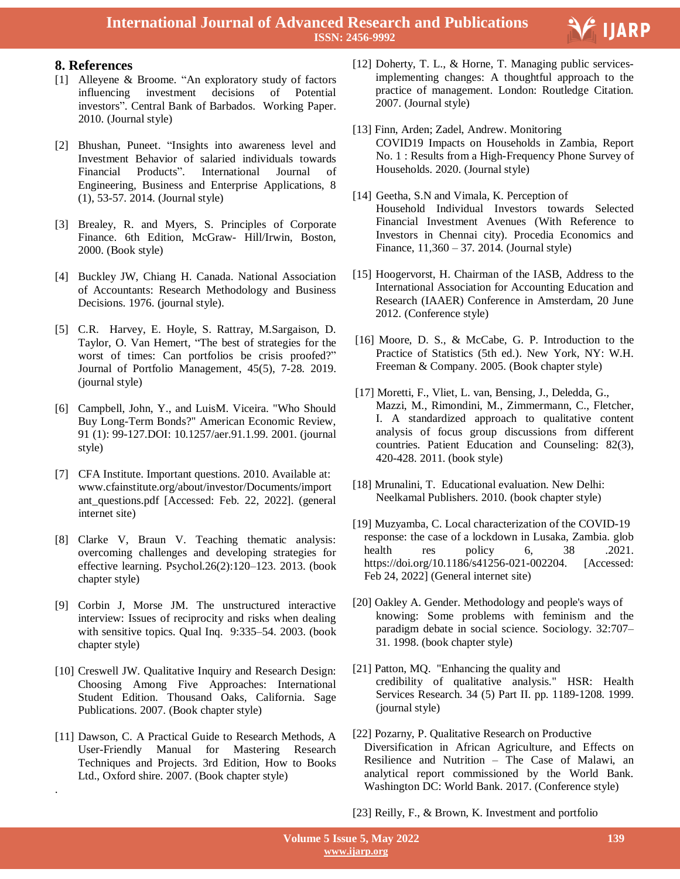## 8. References

[1] Alleyene & Broome. “An exploratory study of factors influencing investment decisions of Potential investors”. Central Bank of Barbados. Working Paper. 2010. (Journal style)

[2] Bhushan, Puneet. “Insights into awareness level and Investment Behavior of salaried individuals towards Financial Products”. International Journal of Engineering, Business and Enterprise Applications, 8 (1), 53-57. 2014. (Journal style)

[3] Brealey, R. and Myers, S. Principles of Corporate Finance. 6th Edition, McGraw- Hill/Irwin, Boston, 2000. (Book style)

[4] Buckley JW, Chiang H. Canada. National Association of Accountants: Research Methodology and Business Decisions. 1976. (journal style).

[5] C.R. Harvey, E. Hoyle, S. Rattray, M.Sargaison, D. Taylor, O. Van Hemert, “The best of strategies for the worst of times: Can portfolios be crisis proofed?” Journal of Portfolio Management, 45(5), 7-28. 2019. (journal style)

[6] Campbell, John, Y., and LuisM. Viceira. "Who Should Buy Long-Term Bonds?" American Economic Review, 91 (1): 99-127.DOI: 10.1257/aer.91.1.99. 2001. (journal style)

[7] CFA Institute. Important questions. 2010. Available at: www.cfainstitute.org/about/investor/Documents/important_questions.pdf [Accessed: Feb. 22, 2022]. (general internet site)

[8] Clarke V, Braun V. Teaching thematic analysis: overcoming challenges and developing strategies for effective learning. Psychol.26(2):120–123. 2013. (book chapter style)

[9] Corbin J, Morse JM. The unstructured interactive interview: Issues of reciprocity and risks when dealing with sensitive topics. Qual Inq. 9:335–54. 2003. (book chapter style)

[10] Creswell JW. Qualitative Inquiry and Research Design: Choosing Among Five Approaches: International Student Edition. Thousand Oaks, California. Sage Publications. 2007. (Book chapter style)

[11] Dawson, C. A Practical Guide to Research Methods, A User-Friendly Manual for Mastering Research Techniques and Projects. 3rd Edition, How to Books Ltd., Oxford shire. 2007. (Book chapter style)

[12] Doherty, T. L., & Horne, T. Managing public services-implementing changes: A thoughtful approach to the practice of management. London: Routledge Citation. 2007. (Journal style)

[13] Finn, Arden; Zadel, Andrew. Monitoring COVID19 Impacts on Households in Zambia, Report No. 1 : Results from a High-Frequency Phone Survey of Households. 2020. (Journal style)

[14] Geetha, S.N and Vimala, K. Perception of Household Individual Investors towards Selected Financial Investment Avenues (With Reference to Investors in Chennai city). Procedia Economics and Finance, 11,360 – 37. 2014. (Journal style)

[15] Hoogervorst, H. Chairman of the IASB, Address to the International Association for Accounting Education and Research (IAAER) Conference in Amsterdam, 20 June 2012. (Conference style)

[16] Moore, D. S., & McCabe, G. P. Introduction to the Practice of Statistics (5th ed.). New York, NY: W.H. Freeman & Company. 2005. (Book chapter style)

[17] Moretti, F., Vliet, L. van, Bensing, J., Deledda, G., Mazzi, M., Rimondini, M., Zimmermann, C., Fletcher, I. A standardized approach to qualitative content analysis of focus group discussions from different countries. Patient Education and Counseling: 82(3), 420-428. 2011. (book style)

[18] Mrunalini, T. Educational evaluation. New Delhi: Neelkamal Publishers. 2010. (book chapter style)

[19] Muzyamba, C. Local characterization of the COVID-19 response: the case of a lockdown in Lusaka, Zambia. glob health res policy 6, 38 .2021. https://doi.org/10.1186/s41256-021-002204. [Accessed: Feb 24, 2022] (General internet site)

[20] Oakley A. Gender. Methodology and people's ways of knowing: Some problems with feminism and the paradigm debate in social science. Sociology. 32:707–31. 1998. (book chapter style)

[21] Patton, MQ. "Enhancing the quality and credibility of qualitative analysis." HSR: Health Services Research. 34 (5) Part II. pp. 1189-1208. 1999. (journal style)

[22] Pozarny, P. Qualitative Research on Productive Diversification in African Agriculture, and Effects on Resilience and Nutrition – The Case of Malawi, an analytical report commissioned by the World Bank. Washington DC: World Bank. 2017. (Conference style)

[23] Reilly, F., & Brown, K. Investment and portfolio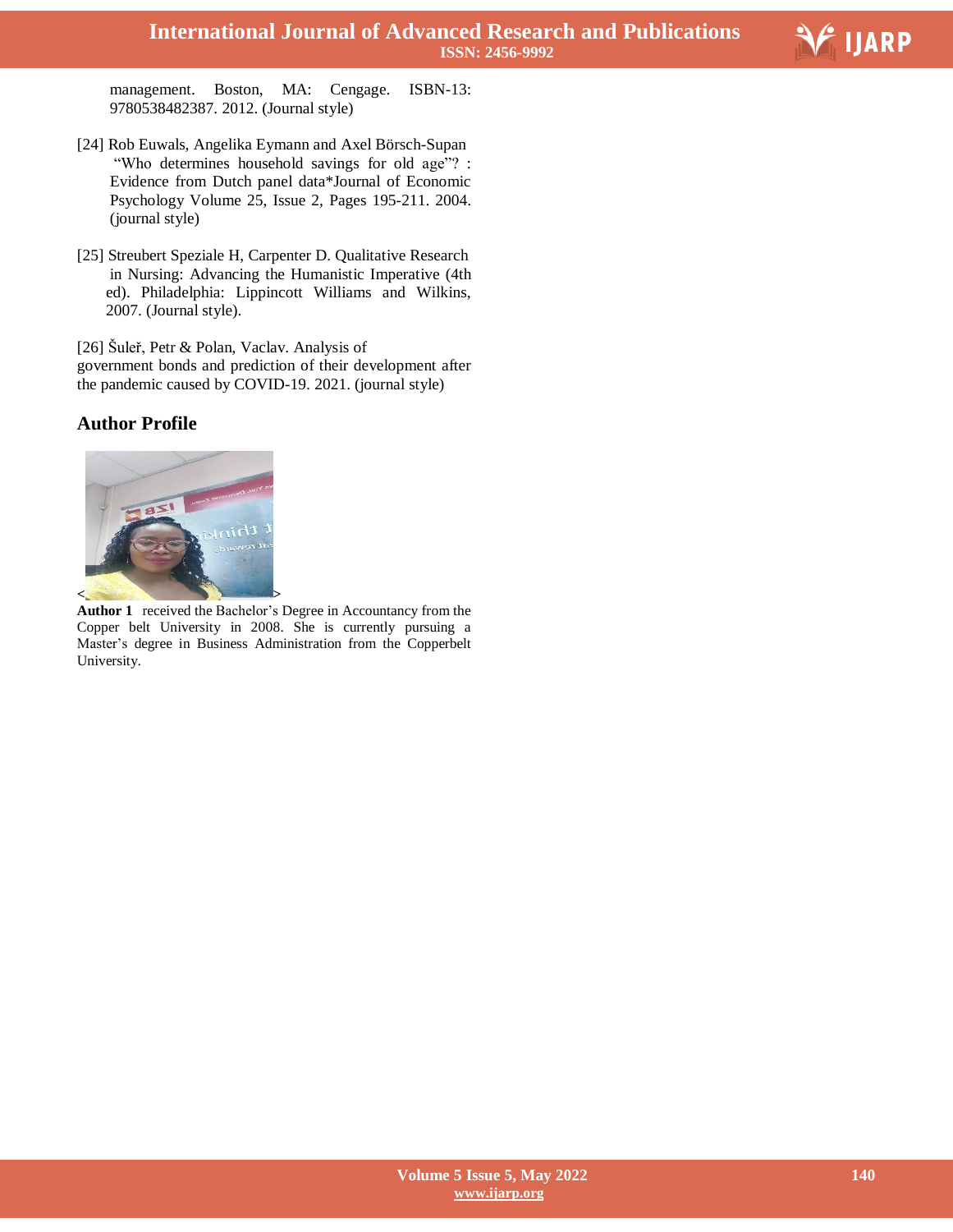management. Boston, MA: Cengage. ISBN-13: 9780538482387. 2012. (Journal style)

[24] Rob Euwals, Angelika Eymann and Axel Börsch-Supan "Who determines household savings for old age"? : Evidence from Dutch panel data*Journal of Economic Psychology Volume 25, Issue 2, Pages 195-211. 2004. (journal style)

[25] Streubert Speziale H, Carpenter D. Qualitative Research in Nursing: Advancing the Humanistic Imperative (4th ed). Philadelphia: Lippincott Williams and Wilkins, 2007. (Journal style).

[26] Šuleř, Petr & Polan, Vaclav. Analysis of government bonds and prediction of their development after the pandemic caused by COVID-19. 2021. (journal style)

## Author Profile

< >

**Author 1** received the Bachelor's Degree in Accountancy from the Copper belt University in 2008. She is currently pursuing a Master's degree in Business Administration from the Copperbelt University.